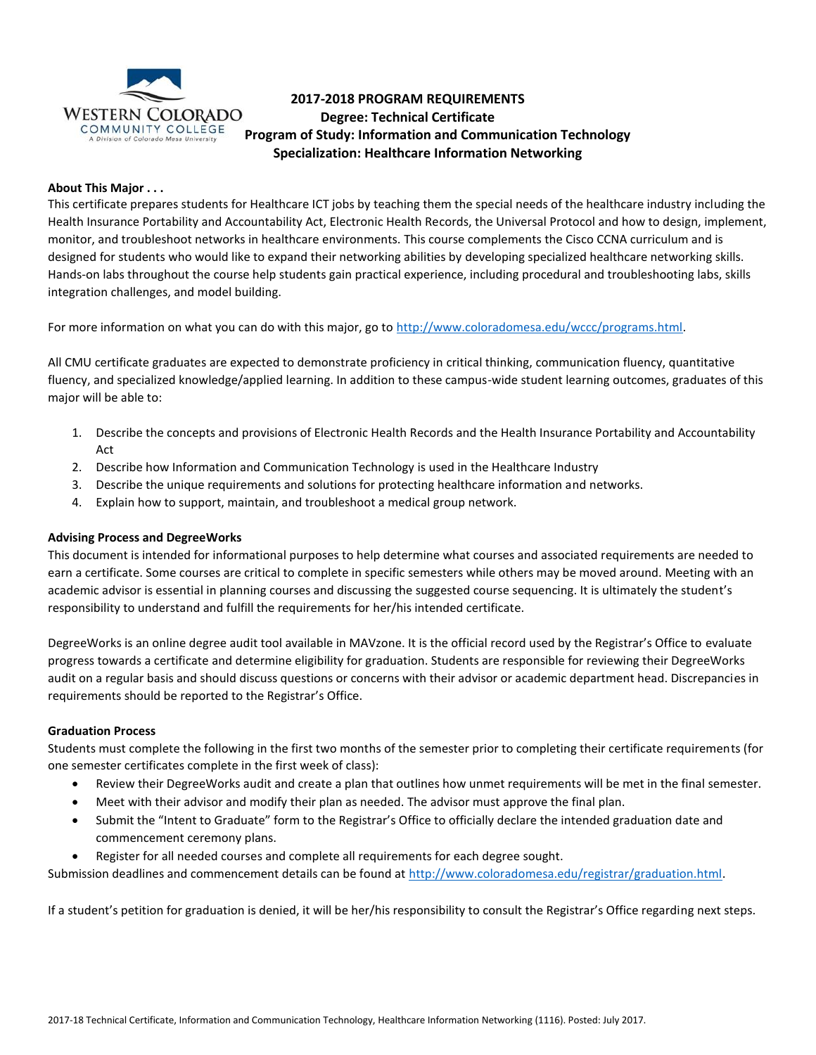# 2017-2018 PROGRAM REQUIREMENTS

## Degree: Technical Certificate
## Program of Study: Information and Communication Technology
## Specialization: Healthcare Information Networking

**About This Major . . .**

This certificate prepares students for Healthcare ICT jobs by teaching them the special needs of the healthcare industry including the Health Insurance Portability and Accountability Act, Electronic Health Records, the Universal Protocol and how to design, implement, monitor, and troubleshoot networks in healthcare environments. This course complements the Cisco CCNA curriculum and is designed for students who would like to expand their networking abilities by developing specialized healthcare networking skills. Hands-on labs throughout the course help students gain practical experience, including procedural and troubleshooting labs, skills integration challenges, and model building.

For more information on what you can do with this major, go to http://www.coloradomesa.edu/wccc/programs.html.

All CMU certificate graduates are expected to demonstrate proficiency in critical thinking, communication fluency, quantitative fluency, and specialized knowledge/applied learning. In addition to these campus-wide student learning outcomes, graduates of this major will be able to:

1. Describe the concepts and provisions of Electronic Health Records and the Health Insurance Portability and Accountability Act
2. Describe how Information and Communication Technology is used in the Healthcare Industry
3. Describe the unique requirements and solutions for protecting healthcare information and networks.
4. Explain how to support, maintain, and troubleshoot a medical group network.

**Advising Process and DegreeWorks**

This document is intended for informational purposes to help determine what courses and associated requirements are needed to earn a certificate. Some courses are critical to complete in specific semesters while others may be moved around. Meeting with an academic advisor is essential in planning courses and discussing the suggested course sequencing. It is ultimately the student's responsibility to understand and fulfill the requirements for her/his intended certificate.

DegreeWorks is an online degree audit tool available in MAVzone. It is the official record used by the Registrar's Office to evaluate progress towards a certificate and determine eligibility for graduation. Students are responsible for reviewing their DegreeWorks audit on a regular basis and should discuss questions or concerns with their advisor or academic department head. Discrepancies in requirements should be reported to the Registrar's Office.

**Graduation Process**

Students must complete the following in the first two months of the semester prior to completing their certificate requirements (for one semester certificates complete in the first week of class):

- Review their DegreeWorks audit and create a plan that outlines how unmet requirements will be met in the final semester.
- Meet with their advisor and modify their plan as needed. The advisor must approve the final plan.
- Submit the "Intent to Graduate" form to the Registrar's Office to officially declare the intended graduation date and commencement ceremony plans.
- Register for all needed courses and complete all requirements for each degree sought.

Submission deadlines and commencement details can be found at http://www.coloradomesa.edu/registrar/graduation.html.

If a student's petition for graduation is denied, it will be her/his responsibility to consult the Registrar's Office regarding next steps.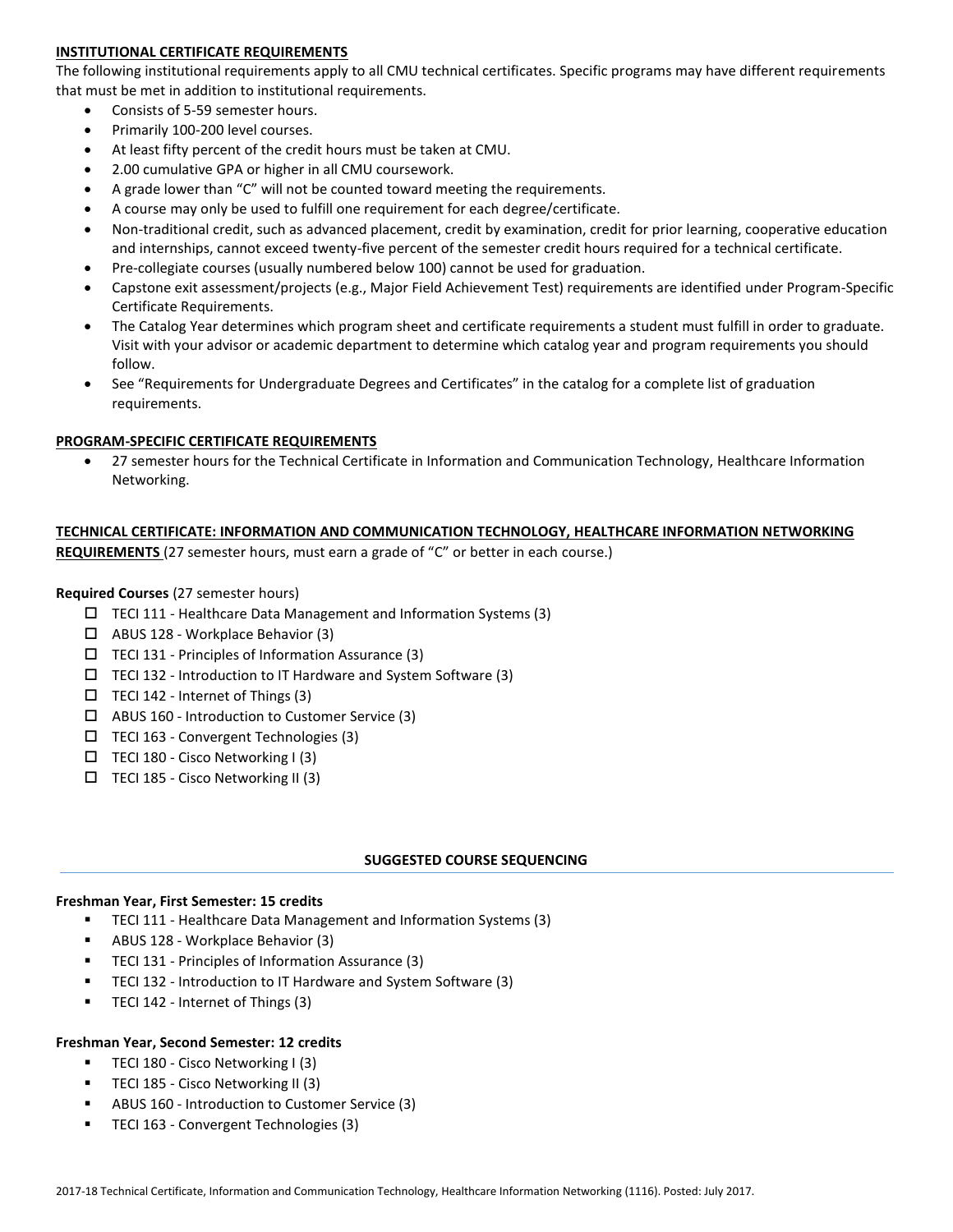## INSTITUTIONAL CERTIFICATE REQUIREMENTS

The following institutional requirements apply to all CMU technical certificates. Specific programs may have different requirements that must be met in addition to institutional requirements.

- Consists of 5-59 semester hours.
- Primarily 100-200 level courses.
- At least fifty percent of the credit hours must be taken at CMU.
- 2.00 cumulative GPA or higher in all CMU coursework.
- A grade lower than "C" will not be counted toward meeting the requirements.
- A course may only be used to fulfill one requirement for each degree/certificate.
- Non-traditional credit, such as advanced placement, credit by examination, credit for prior learning, cooperative education and internships, cannot exceed twenty-five percent of the semester credit hours required for a technical certificate.
- Pre-collegiate courses (usually numbered below 100) cannot be used for graduation.
- Capstone exit assessment/projects (e.g., Major Field Achievement Test) requirements are identified under Program-Specific Certificate Requirements.
- The Catalog Year determines which program sheet and certificate requirements a student must fulfill in order to graduate. Visit with your advisor or academic department to determine which catalog year and program requirements you should follow.
- See "Requirements for Undergraduate Degrees and Certificates" in the catalog for a complete list of graduation requirements.

## PROGRAM-SPECIFIC CERTIFICATE REQUIREMENTS

- 27 semester hours for the Technical Certificate in Information and Communication Technology, Healthcare Information Networking.

## TECHNICAL CERTIFICATE: INFORMATION AND COMMUNICATION TECHNOLOGY, HEALTHCARE INFORMATION NETWORKING REQUIREMENTS (27 semester hours, must earn a grade of "C" or better in each course.)

**Required Courses** (27 semester hours)

- ☐ TECI 111 - Healthcare Data Management and Information Systems (3)
- ☐ ABUS 128 - Workplace Behavior (3)
- ☐ TECI 131 - Principles of Information Assurance (3)
- ☐ TECI 132 - Introduction to IT Hardware and System Software (3)
- ☐ TECI 142 - Internet of Things (3)
- ☐ ABUS 160 - Introduction to Customer Service (3)
- ☐ TECI 163 - Convergent Technologies (3)
- ☐ TECI 180 - Cisco Networking I (3)
- ☐ TECI 185 - Cisco Networking II (3)

## SUGGESTED COURSE SEQUENCING

**Freshman Year, First Semester: 15 credits**

- TECI 111 - Healthcare Data Management and Information Systems (3)
- ABUS 128 - Workplace Behavior (3)
- TECI 131 - Principles of Information Assurance (3)
- TECI 132 - Introduction to IT Hardware and System Software (3)
- TECI 142 - Internet of Things (3)

**Freshman Year, Second Semester: 12 credits**

- TECI 180 - Cisco Networking I (3)
- TECI 185 - Cisco Networking II (3)
- ABUS 160 - Introduction to Customer Service (3)
- TECI 163 - Convergent Technologies (3)

2017-18 Technical Certificate, Information and Communication Technology, Healthcare Information Networking (1116). Posted: July 2017.